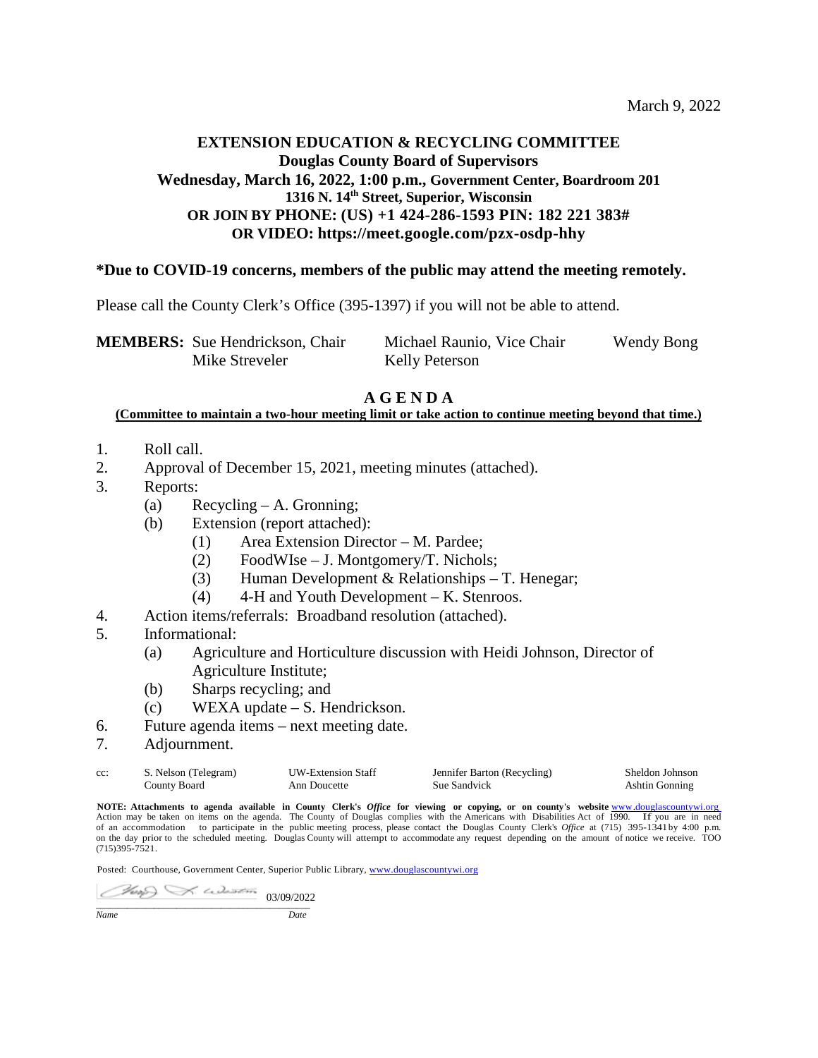March 9, 2022

**EXTENSION EDUCATION & RECYCLING COMMITTEE**
**Douglas County Board of Supervisors**
**Wednesday, March 16, 2022, 1:00 p.m., Government Center, Boardroom 201**
**1316 N. 14th Street, Superior, Wisconsin**
**OR JOIN BY PHONE: (US) +1 424-286-1593 PIN: 182 221 383#**
**OR VIDEO: https://meet.google.com/pzx-osdp-hhy**

**\*Due to COVID-19 concerns, members of the public may attend the meeting remotely.**

Please call the County Clerk's Office (395-1397) if you will not be able to attend.

| **MEMBERS:** | Sue Hendrickson, Chair | Michael Raunio, Vice Chair | Wendy Bong |
|---|---|---|---|
| | Mike Streveler | Kelly Peterson | |

## A G E N D A

**(Committee to maintain a two-hour meeting limit or take action to continue meeting beyond that time.)**

1. Roll call.
2. Approval of December 15, 2021, meeting minutes (attached).
3. Reports:
   - (a) Recycling – A. Gronning;
   - (b) Extension (report attached):
     - (1) Area Extension Director – M. Pardee;
     - (2) FoodWIse – J. Montgomery/T. Nichols;
     - (3) Human Development & Relationships – T. Henegar;
     - (4) 4-H and Youth Development – K. Stenroos.
4. Action items/referrals: Broadband resolution (attached).
5. Informational:
   - (a) Agriculture and Horticulture discussion with Heidi Johnson, Director of Agriculture Institute;
   - (b) Sharps recycling; and
   - (c) WEXA update – S. Hendrickson.
6. Future agenda items – next meeting date.
7. Adjournment.

| cc: | S. Nelson (Telegram) | UW-Extension Staff | Jennifer Barton (Recycling) | Sheldon Johnson |
|---|---|---|---|---|
| | County Board | Ann Doucette | Sue Sandvick | Ashtin Gonning |

**NOTE: Attachments to agenda available in County Clerk's *Office* for viewing or copying, or on county's website** www.douglascountywi.org Action may be taken on items on the agenda. The County of Douglas complies with the Americans with Disabilities Act of 1990. If you are in need of an accommodation to participate in the public meeting process, please contact the Douglas County Clerk's *Office* at (715) 395-1341 by 4:00 p.m. on the day prior to the scheduled meeting. Douglas County will attempt to accommodate any request depending on the amount of notice we receive. TOO (715)395-7521.

Posted: Courthouse, Government Center, Superior Public Library, www.douglascountywi.org

03/09/2022

*Name* *Date*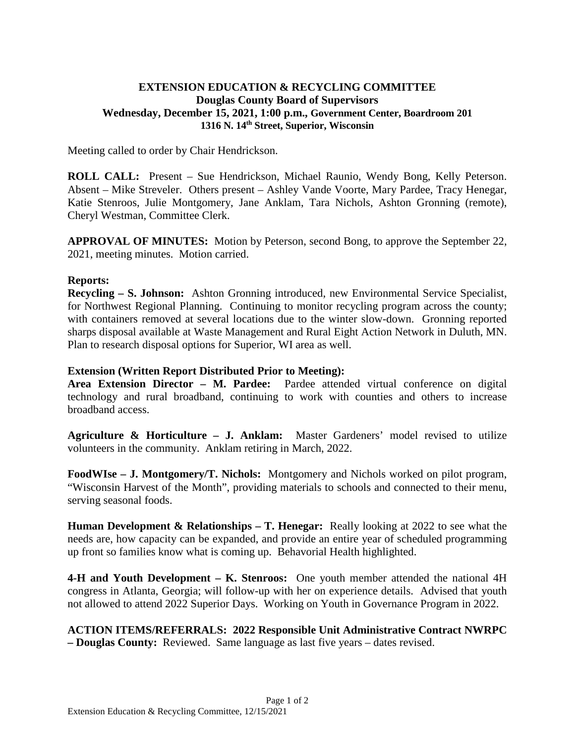**EXTENSION EDUCATION & RECYCLING COMMITTEE**
**Douglas County Board of Supervisors**
**Wednesday, December 15, 2021, 1:00 p.m., Government Center, Boardroom 201**
**1316 N. 14th Street, Superior, Wisconsin**

Meeting called to order by Chair Hendrickson.

**ROLL CALL:** Present – Sue Hendrickson, Michael Raunio, Wendy Bong, Kelly Peterson. Absent – Mike Streveler. Others present – Ashley Vande Voorte, Mary Pardee, Tracy Henegar, Katie Stenroos, Julie Montgomery, Jane Anklam, Tara Nichols, Ashton Gronning (remote), Cheryl Westman, Committee Clerk.

**APPROVAL OF MINUTES:** Motion by Peterson, second Bong, to approve the September 22, 2021, meeting minutes. Motion carried.

**Reports:**

**Recycling – S. Johnson:** Ashton Gronning introduced, new Environmental Service Specialist, for Northwest Regional Planning. Continuing to monitor recycling program across the county; with containers removed at several locations due to the winter slow-down. Gronning reported sharps disposal available at Waste Management and Rural Eight Action Network in Duluth, MN. Plan to research disposal options for Superior, WI area as well.

**Extension (Written Report Distributed Prior to Meeting):**

**Area Extension Director – M. Pardee:** Pardee attended virtual conference on digital technology and rural broadband, continuing to work with counties and others to increase broadband access.

**Agriculture & Horticulture – J. Anklam:** Master Gardeners' model revised to utilize volunteers in the community. Anklam retiring in March, 2022.

**FoodWIse – J. Montgomery/T. Nichols:** Montgomery and Nichols worked on pilot program, "Wisconsin Harvest of the Month", providing materials to schools and connected to their menu, serving seasonal foods.

**Human Development & Relationships – T. Henegar:** Really looking at 2022 to see what the needs are, how capacity can be expanded, and provide an entire year of scheduled programming up front so families know what is coming up. Behavorial Health highlighted.

**4-H and Youth Development – K. Stenroos:** One youth member attended the national 4H congress in Atlanta, Georgia; will follow-up with her on experience details. Advised that youth not allowed to attend 2022 Superior Days. Working on Youth in Governance Program in 2022.

**ACTION ITEMS/REFERRALS: 2022 Responsible Unit Administrative Contract NWRPC – Douglas County:** Reviewed. Same language as last five years – dates revised.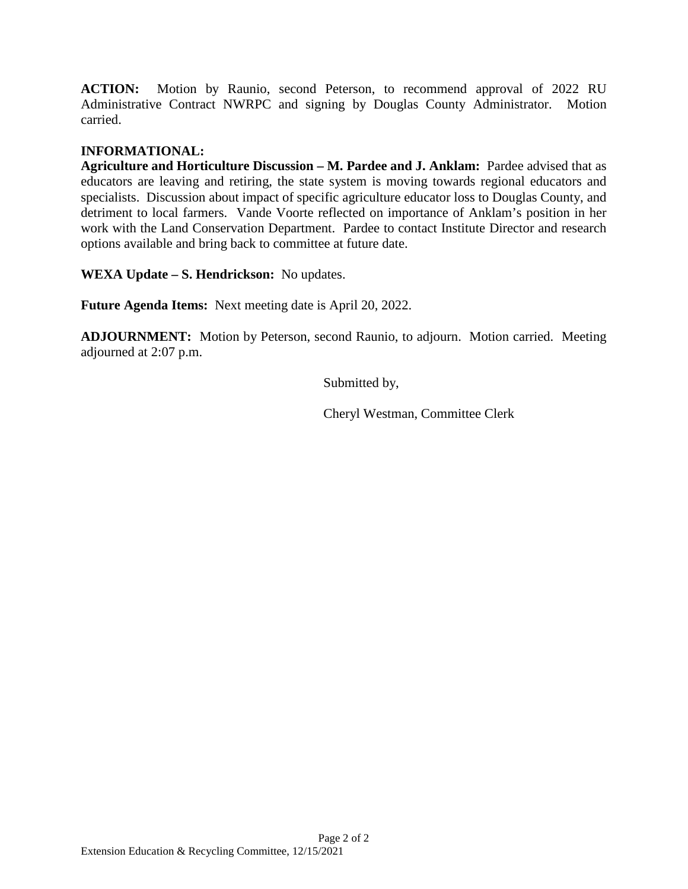**ACTION:** Motion by Raunio, second Peterson, to recommend approval of 2022 RU Administrative Contract NWRPC and signing by Douglas County Administrator. Motion carried.

**INFORMATIONAL:**

**Agriculture and Horticulture Discussion – M. Pardee and J. Anklam:** Pardee advised that as educators are leaving and retiring, the state system is moving towards regional educators and specialists. Discussion about impact of specific agriculture educator loss to Douglas County, and detriment to local farmers. Vande Voorte reflected on importance of Anklam's position in her work with the Land Conservation Department. Pardee to contact Institute Director and research options available and bring back to committee at future date.

**WEXA Update – S. Hendrickson:** No updates.

**Future Agenda Items:** Next meeting date is April 20, 2022.

**ADJOURNMENT:** Motion by Peterson, second Raunio, to adjourn. Motion carried. Meeting adjourned at 2:07 p.m.

Submitted by,

Cheryl Westman, Committee Clerk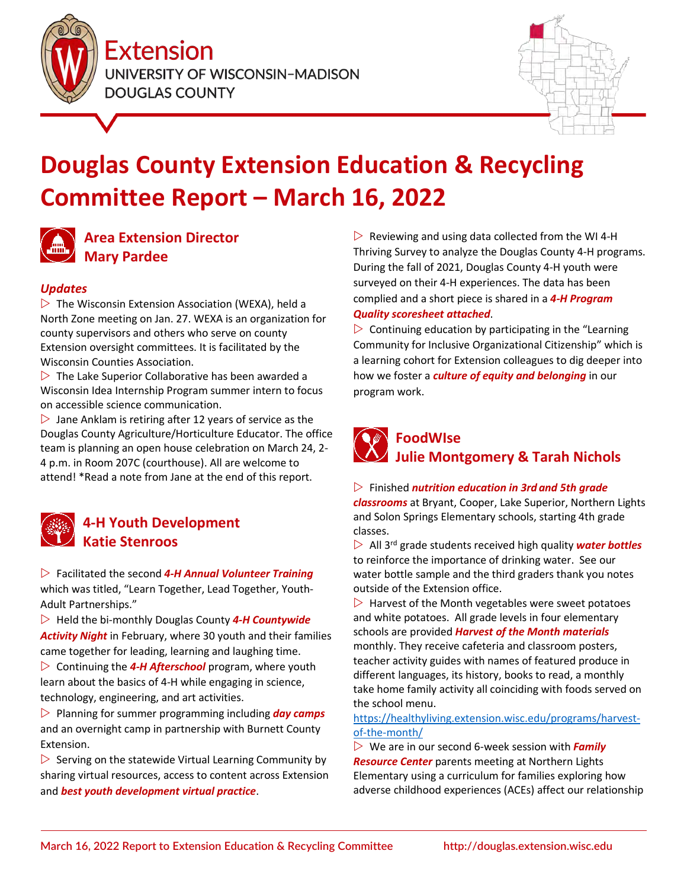Extension
UNIVERSITY OF WISCONSIN–MADISON
DOUGLAS COUNTY

# Douglas County Extension Education & Recycling Committee Report – March 16, 2022

## Area Extension Director
## Mary Pardee

### *Updates*

▷ The Wisconsin Extension Association (WEXA), held a North Zone meeting on Jan. 27. WEXA is an organization for county supervisors and others who serve on county Extension oversight committees. It is facilitated by the Wisconsin Counties Association.

▷ The Lake Superior Collaborative has been awarded a Wisconsin Idea Internship Program summer intern to focus on accessible science communication.

▷ Jane Anklam is retiring after 12 years of service as the Douglas County Agriculture/Horticulture Educator. The office team is planning an open house celebration on March 24, 2-4 p.m. in Room 207C (courthouse). All are welcome to attend! *Read a note from Jane at the end of this report.

## 4-H Youth Development
## Katie Stenroos

▷ Facilitated the second ***4-H Annual Volunteer Training*** which was titled, "Learn Together, Lead Together, Youth-Adult Partnerships."

▷ Held the bi-monthly Douglas County ***4-H Countywide Activity Night*** in February, where 30 youth and their families came together for leading, learning and laughing time.

▷ Continuing the ***4-H Afterschool*** program, where youth learn about the basics of 4-H while engaging in science, technology, engineering, and art activities.

▷ Planning for summer programming including ***day camps*** and an overnight camp in partnership with Burnett County Extension.

▷ Serving on the statewide Virtual Learning Community by sharing virtual resources, access to content across Extension and ***best youth development virtual practice***.

▷ Reviewing and using data collected from the WI 4-H Thriving Survey to analyze the Douglas County 4-H programs. During the fall of 2021, Douglas County 4-H youth were surveyed on their 4-H experiences. The data has been complied and a short piece is shared in a ***4-H Program Quality scoresheet attached***.

▷ Continuing education by participating in the "Learning Community for Inclusive Organizational Citizenship" which is a learning cohort for Extension colleagues to dig deeper into how we foster a ***culture of equity and belonging*** in our program work.

## FoodWIse
## Julie Montgomery & Tarah Nichols

▷ Finished ***nutrition education in 3rd and 5th grade classrooms*** at Bryant, Cooper, Lake Superior, Northern Lights and Solon Springs Elementary schools, starting 4th grade classes.

▷ All 3rd grade students received high quality ***water bottles*** to reinforce the importance of drinking water. See our water bottle sample and the third graders thank you notes outside of the Extension office.

▷ Harvest of the Month vegetables were sweet potatoes and white potatoes. All grade levels in four elementary schools are provided ***Harvest of the Month materials*** monthly. They receive cafeteria and classroom posters, teacher activity guides with names of featured produce in different languages, its history, books to read, a monthly take home family activity all coinciding with foods served on the school menu.
https://healthyliving.extension.wisc.edu/programs/harvest-of-the-month/

▷ We are in our second 6-week session with ***Family Resource Center*** parents meeting at Northern Lights Elementary using a curriculum for families exploring how adverse childhood experiences (ACEs) affect our relationship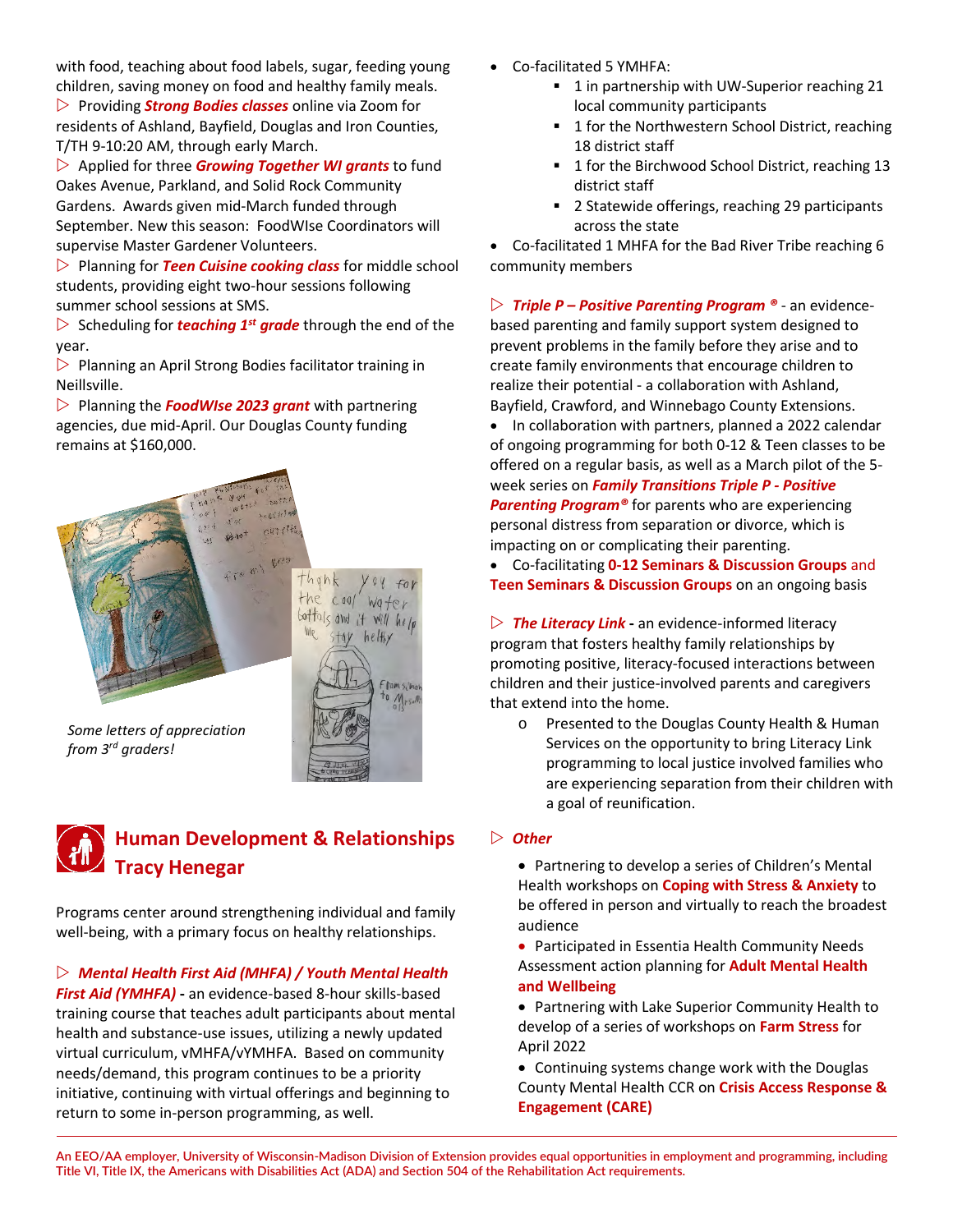with food, teaching about food labels, sugar, feeding young children, saving money on food and healthy family meals.

▷ Providing ***Strong Bodies classes*** online via Zoom for residents of Ashland, Bayfield, Douglas and Iron Counties, T/TH 9-10:20 AM, through early March.

▷ Applied for three ***Growing Together WI grants*** to fund Oakes Avenue, Parkland, and Solid Rock Community Gardens. Awards given mid-March funded through September. New this season: FoodWIse Coordinators will supervise Master Gardener Volunteers.

▷ Planning for ***Teen Cuisine cooking class*** for middle school students, providing eight two-hour sessions following summer school sessions at SMS.

▷ Scheduling for ***teaching 1st grade*** through the end of the year.

▷ Planning an April Strong Bodies facilitator training in Neillsville.

▷ Planning the ***FoodWIse 2023 grant*** with partnering agencies, due mid-April. Our Douglas County funding remains at $160,000.

*Some letters of appreciation from 3rd graders!*

## Human Development & Relationships
## Tracy Henegar

Programs center around strengthening individual and family well-being, with a primary focus on healthy relationships.

▷ ***Mental Health First Aid (MHFA) / Youth Mental Health First Aid (YMHFA)*** **-** an evidence-based 8-hour skills-based training course that teaches adult participants about mental health and substance-use issues, utilizing a newly updated virtual curriculum, vMHFA/vYMHFA. Based on community needs/demand, this program continues to be a priority initiative, continuing with virtual offerings and beginning to return to some in-person programming, as well.

- Co-facilitated 5 YMHFA:
  - 1 in partnership with UW-Superior reaching 21 local community participants
  - 1 for the Northwestern School District, reaching 18 district staff
  - 1 for the Birchwood School District, reaching 13 district staff
  - 2 Statewide offerings, reaching 29 participants across the state
- Co-facilitated 1 MHFA for the Bad River Tribe reaching 6 community members

▷ ***Triple P – Positive Parenting Program ®*** - an evidence-based parenting and family support system designed to prevent problems in the family before they arise and to create family environments that encourage children to realize their potential - a collaboration with Ashland, Bayfield, Crawford, and Winnebago County Extensions.

- In collaboration with partners, planned a 2022 calendar of ongoing programming for both 0-12 & Teen classes to be offered on a regular basis, as well as a March pilot of the 5-week series on ***Family Transitions Triple P - Positive Parenting Program®*** for parents who are experiencing personal distress from separation or divorce, which is impacting on or complicating their parenting.
- Co-facilitating **0-12 Seminars & Discussion Groups** and **Teen Seminars & Discussion Groups** on an ongoing basis

▷ ***The Literacy Link*** **-** an evidence-informed literacy program that fosters healthy family relationships by promoting positive, literacy-focused interactions between children and their justice-involved parents and caregivers that extend into the home.

  - Presented to the Douglas County Health & Human Services on the opportunity to bring Literacy Link programming to local justice involved families who are experiencing separation from their children with a goal of reunification.

▷ ***Other***

- Partnering to develop a series of Children's Mental Health workshops on **Coping with Stress & Anxiety** to be offered in person and virtually to reach the broadest audience
- Participated in Essentia Health Community Needs Assessment action planning for **Adult Mental Health and Wellbeing**
- Partnering with Lake Superior Community Health to develop of a series of workshops on **Farm Stress** for April 2022
- Continuing systems change work with the Douglas County Mental Health CCR on **Crisis Access Response & Engagement (CARE)**

An EEO/AA employer, University of Wisconsin-Madison Division of Extension provides equal opportunities in employment and programming, including Title VI, Title IX, the Americans with Disabilities Act (ADA) and Section 504 of the Rehabilitation Act requirements.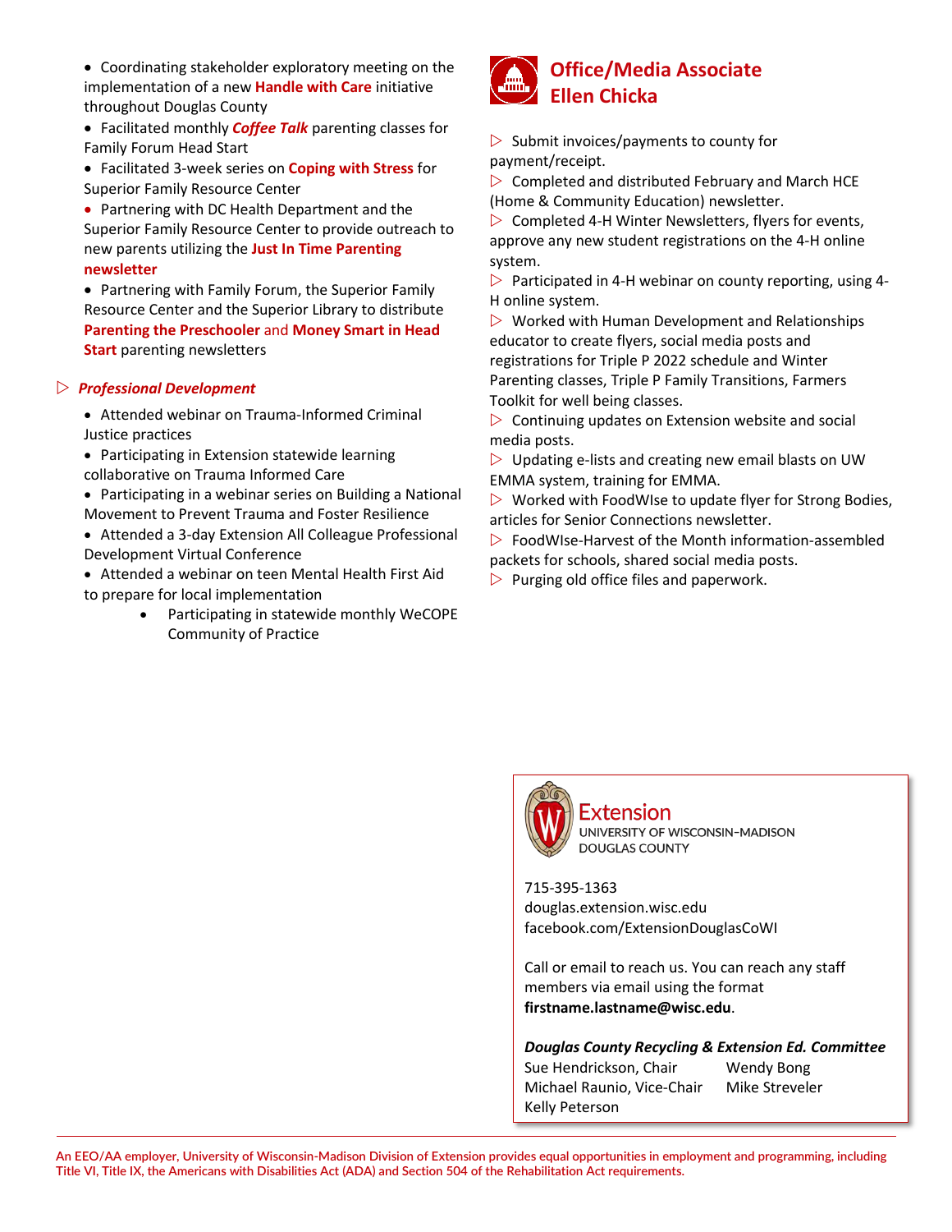- Coordinating stakeholder exploratory meeting on the implementation of a new **Handle with Care** initiative throughout Douglas County
- Facilitated monthly ***Coffee Talk*** parenting classes for Family Forum Head Start
- Facilitated 3-week series on **Coping with Stress** for Superior Family Resource Center
- Partnering with DC Health Department and the Superior Family Resource Center to provide outreach to new parents utilizing the **Just In Time Parenting newsletter**
- Partnering with Family Forum, the Superior Family Resource Center and the Superior Library to distribute **Parenting the Preschooler** and **Money Smart in Head Start** parenting newsletters

▷ ***Professional Development***

- Attended webinar on Trauma-Informed Criminal Justice practices
- Participating in Extension statewide learning collaborative on Trauma Informed Care
- Participating in a webinar series on Building a National Movement to Prevent Trauma and Foster Resilience
- Attended a 3-day Extension All Colleague Professional Development Virtual Conference
- Attended a webinar on teen Mental Health First Aid to prepare for local implementation
- Participating in statewide monthly WeCOPE Community of Practice

## Office/Media Associate Ellen Chicka

▷ Submit invoices/payments to county for payment/receipt.
▷ Completed and distributed February and March HCE (Home & Community Education) newsletter.
▷ Completed 4-H Winter Newsletters, flyers for events, approve any new student registrations on the 4-H online system.
▷ Participated in 4-H webinar on county reporting, using 4-H online system.
▷ Worked with Human Development and Relationships educator to create flyers, social media posts and registrations for Triple P 2022 schedule and Winter Parenting classes, Triple P Family Transitions, Farmers Toolkit for well being classes.
▷ Continuing updates on Extension website and social media posts.
▷ Updating e-lists and creating new email blasts on UW EMMA system, training for EMMA.
▷ Worked with FoodWIse to update flyer for Strong Bodies, articles for Senior Connections newsletter.
▷ FoodWIse-Harvest of the Month information-assembled packets for schools, shared social media posts.
▷ Purging old office files and paperwork.

Extension
UNIVERSITY OF WISCONSIN-MADISON
DOUGLAS COUNTY

715-395-1363
douglas.extension.wisc.edu
facebook.com/ExtensionDouglasCoWI

Call or email to reach us. You can reach any staff members via email using the format **firstname.lastname@wisc.edu**.

***Douglas County Recycling & Extension Ed. Committee***

| | |
|---|---|
| Sue Hendrickson, Chair | Wendy Bong |
| Michael Raunio, Vice-Chair | Mike Streveler |
| Kelly Peterson | |

An EEO/AA employer, University of Wisconsin-Madison Division of Extension provides equal opportunities in employment and programming, including Title VI, Title IX, the Americans with Disabilities Act (ADA) and Section 504 of the Rehabilitation Act requirements.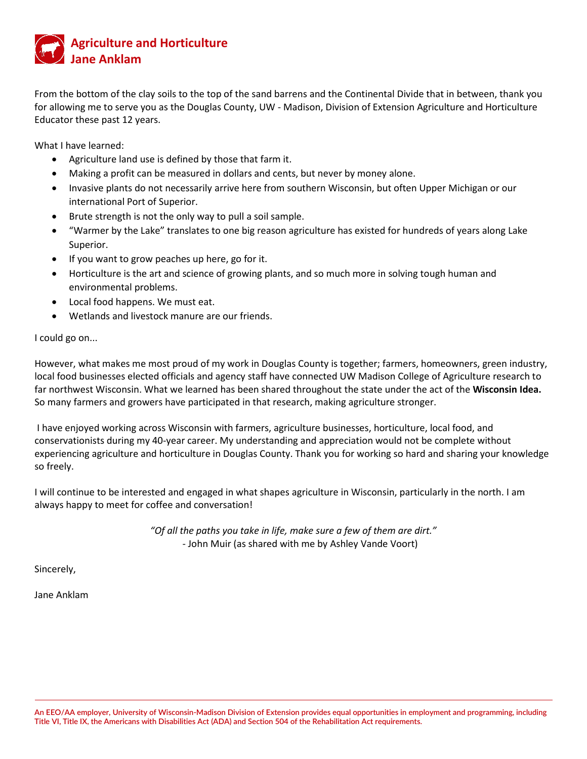## Agriculture and Horticulture
## Jane Anklam

From the bottom of the clay soils to the top of the sand barrens and the Continental Divide that in between, thank you for allowing me to serve you as the Douglas County, UW - Madison, Division of Extension Agriculture and Horticulture Educator these past 12 years.

What I have learned:

- Agriculture land use is defined by those that farm it.
- Making a profit can be measured in dollars and cents, but never by money alone.
- Invasive plants do not necessarily arrive here from southern Wisconsin, but often Upper Michigan or our international Port of Superior.
- Brute strength is not the only way to pull a soil sample.
- "Warmer by the Lake" translates to one big reason agriculture has existed for hundreds of years along Lake Superior.
- If you want to grow peaches up here, go for it.
- Horticulture is the art and science of growing plants, and so much more in solving tough human and environmental problems.
- Local food happens. We must eat.
- Wetlands and livestock manure are our friends.

I could go on...

However, what makes me most proud of my work in Douglas County is together; farmers, homeowners, green industry, local food businesses elected officials and agency staff have connected UW Madison College of Agriculture research to far northwest Wisconsin. What we learned has been shared throughout the state under the act of the **Wisconsin Idea.** So many farmers and growers have participated in that research, making agriculture stronger.

I have enjoyed working across Wisconsin with farmers, agriculture businesses, horticulture, local food, and conservationists during my 40-year career. My understanding and appreciation would not be complete without experiencing agriculture and horticulture in Douglas County. Thank you for working so hard and sharing your knowledge so freely.

I will continue to be interested and engaged in what shapes agriculture in Wisconsin, particularly in the north. I am always happy to meet for coffee and conversation!

*"Of all the paths you take in life, make sure a few of them are dirt."*
- John Muir (as shared with me by Ashley Vande Voort)

Sincerely,

Jane Anklam

An EEO/AA employer, University of Wisconsin-Madison Division of Extension provides equal opportunities in employment and programming, including Title VI, Title IX, the Americans with Disabilities Act (ADA) and Section 504 of the Rehabilitation Act requirements.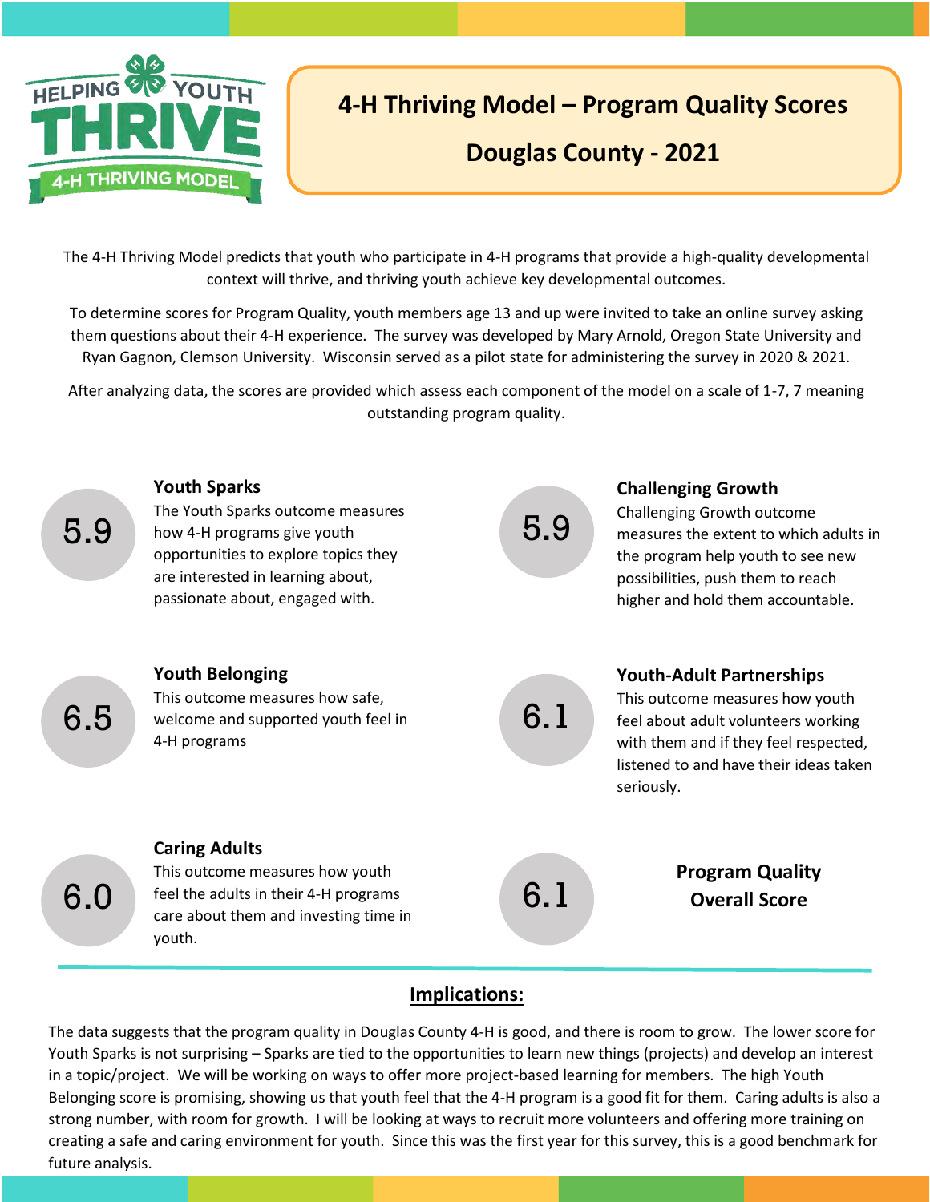HELPING YOUTH THRIVE 4-H THRIVING MODEL

# 4-H Thriving Model – Program Quality Scores

## Douglas County - 2021

The 4-H Thriving Model predicts that youth who participate in 4-H programs that provide a high-quality developmental context will thrive, and thriving youth achieve key developmental outcomes.

To determine scores for Program Quality, youth members age 13 and up were invited to take an online survey asking them questions about their 4-H experience. The survey was developed by Mary Arnold, Oregon State University and Ryan Gagnon, Clemson University. Wisconsin served as a pilot state for administering the survey in 2020 & 2021.

After analyzing data, the scores are provided which assess each component of the model on a scale of 1-7, 7 meaning outstanding program quality.

**5.9**

### Youth Sparks

The Youth Sparks outcome measures how 4-H programs give youth opportunities to explore topics they are interested in learning about, passionate about, engaged with.

**5.9**

### Challenging Growth

Challenging Growth outcome measures the extent to which adults in the program help youth to see new possibilities, push them to reach higher and hold them accountable.

**6.5**

### Youth Belonging

This outcome measures how safe, welcome and supported youth feel in 4-H programs

**6.1**

### Youth-Adult Partnerships

This outcome measures how youth feel about adult volunteers working with them and if they feel respected, listened to and have their ideas taken seriously.

**6.0**

### Caring Adults

This outcome measures how youth feel the adults in their 4-H programs care about them and investing time in youth.

**6.1**

### Program Quality Overall Score

## Implications:

The data suggests that the program quality in Douglas County 4-H is good, and there is room to grow. The lower score for Youth Sparks is not surprising – Sparks are tied to the opportunities to learn new things (projects) and develop an interest in a topic/project. We will be working on ways to offer more project-based learning for members. The high Youth Belonging score is promising, showing us that youth feel that the 4-H program is a good fit for them. Caring adults is also a strong number, with room for growth. I will be looking at ways to recruit more volunteers and offering more training on creating a safe and caring environment for youth. Since this was the first year for this survey, this is a good benchmark for future analysis.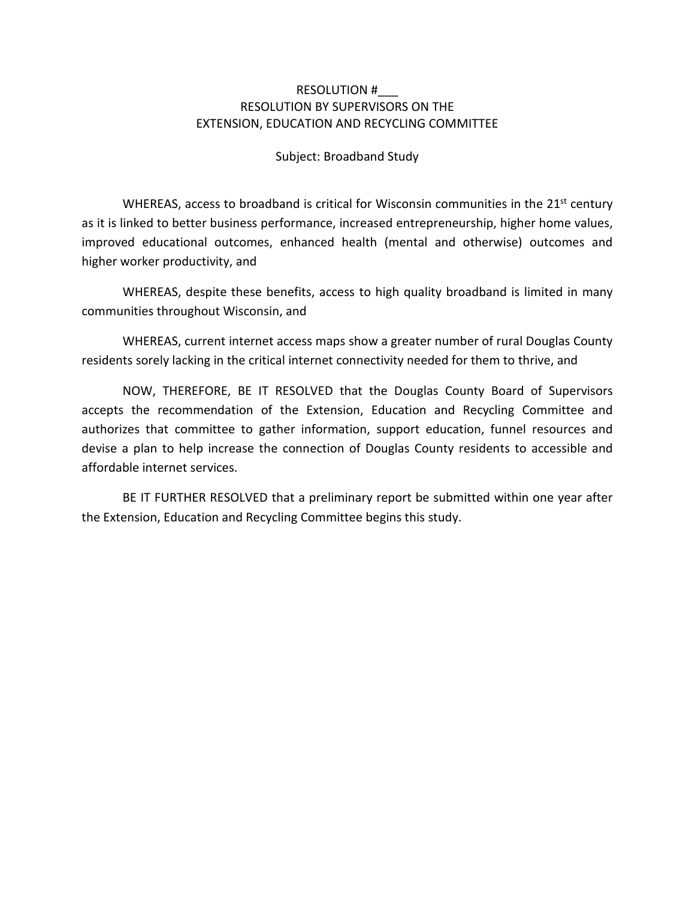RESOLUTION #\_\_\_

RESOLUTION BY SUPERVISORS ON THE

EXTENSION, EDUCATION AND RECYCLING COMMITTEE

Subject: Broadband Study

WHEREAS, access to broadband is critical for Wisconsin communities in the 21st century as it is linked to better business performance, increased entrepreneurship, higher home values, improved educational outcomes, enhanced health (mental and otherwise) outcomes and higher worker productivity, and

WHEREAS, despite these benefits, access to high quality broadband is limited in many communities throughout Wisconsin, and

WHEREAS, current internet access maps show a greater number of rural Douglas County residents sorely lacking in the critical internet connectivity needed for them to thrive, and

NOW, THEREFORE, BE IT RESOLVED that the Douglas County Board of Supervisors accepts the recommendation of the Extension, Education and Recycling Committee and authorizes that committee to gather information, support education, funnel resources and devise a plan to help increase the connection of Douglas County residents to accessible and affordable internet services.

BE IT FURTHER RESOLVED that a preliminary report be submitted within one year after the Extension, Education and Recycling Committee begins this study.